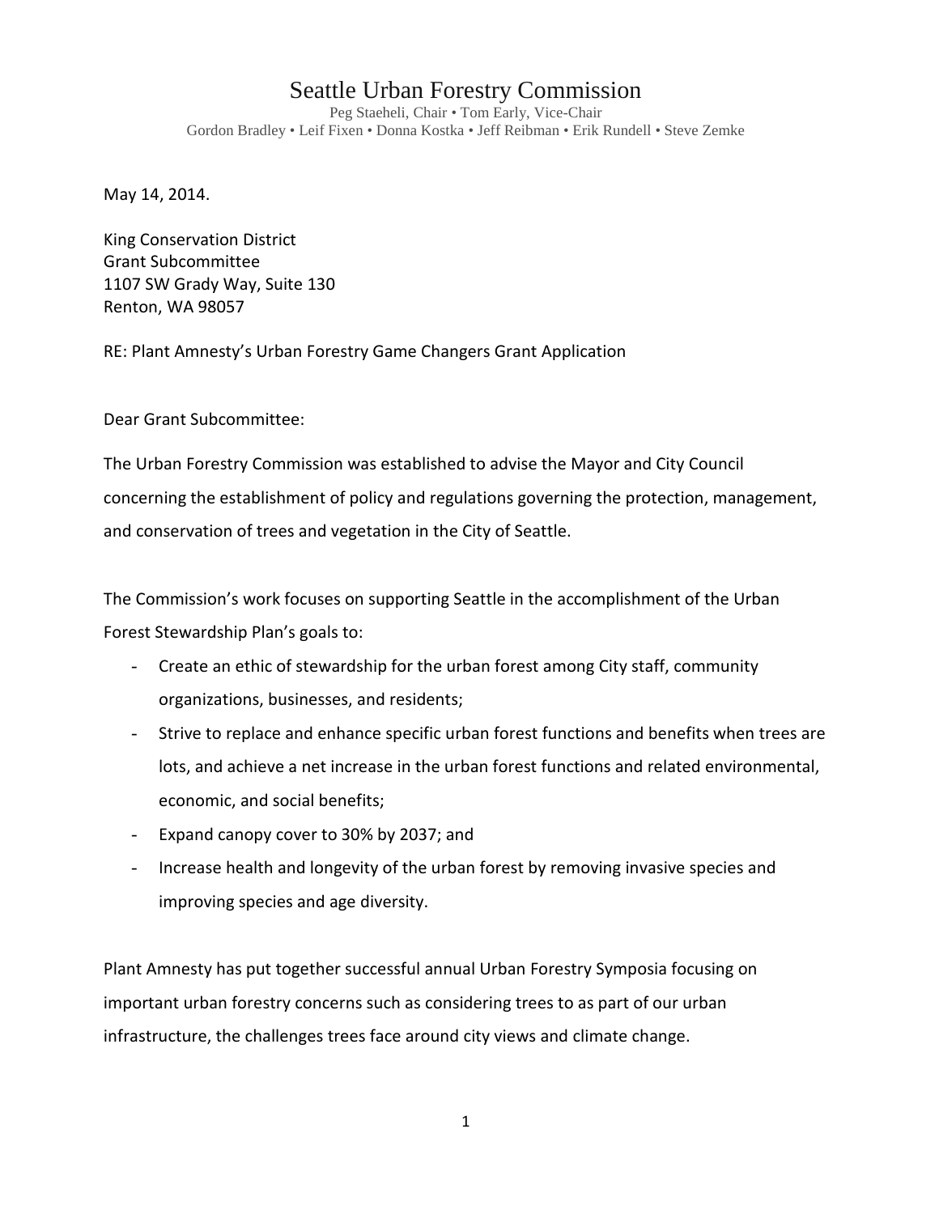# Seattle Urban Forestry Commission

Peg Staeheli, Chair • Tom Early, Vice-Chair
Gordon Bradley • Leif Fixen • Donna Kostka • Jeff Reibman • Erik Rundell • Steve Zemke

May 14, 2014.

King Conservation District
Grant Subcommittee
1107 SW Grady Way, Suite 130
Renton, WA 98057

RE: Plant Amnesty's Urban Forestry Game Changers Grant Application

Dear Grant Subcommittee:

The Urban Forestry Commission was established to advise the Mayor and City Council concerning the establishment of policy and regulations governing the protection, management, and conservation of trees and vegetation in the City of Seattle.

The Commission's work focuses on supporting Seattle in the accomplishment of the Urban Forest Stewardship Plan's goals to:

- Create an ethic of stewardship for the urban forest among City staff, community organizations, businesses, and residents;
- Strive to replace and enhance specific urban forest functions and benefits when trees are lots, and achieve a net increase in the urban forest functions and related environmental, economic, and social benefits;
- Expand canopy cover to 30% by 2037; and
- Increase health and longevity of the urban forest by removing invasive species and improving species and age diversity.

Plant Amnesty has put together successful annual Urban Forestry Symposia focusing on important urban forestry concerns such as considering trees to as part of our urban infrastructure, the challenges trees face around city views and climate change.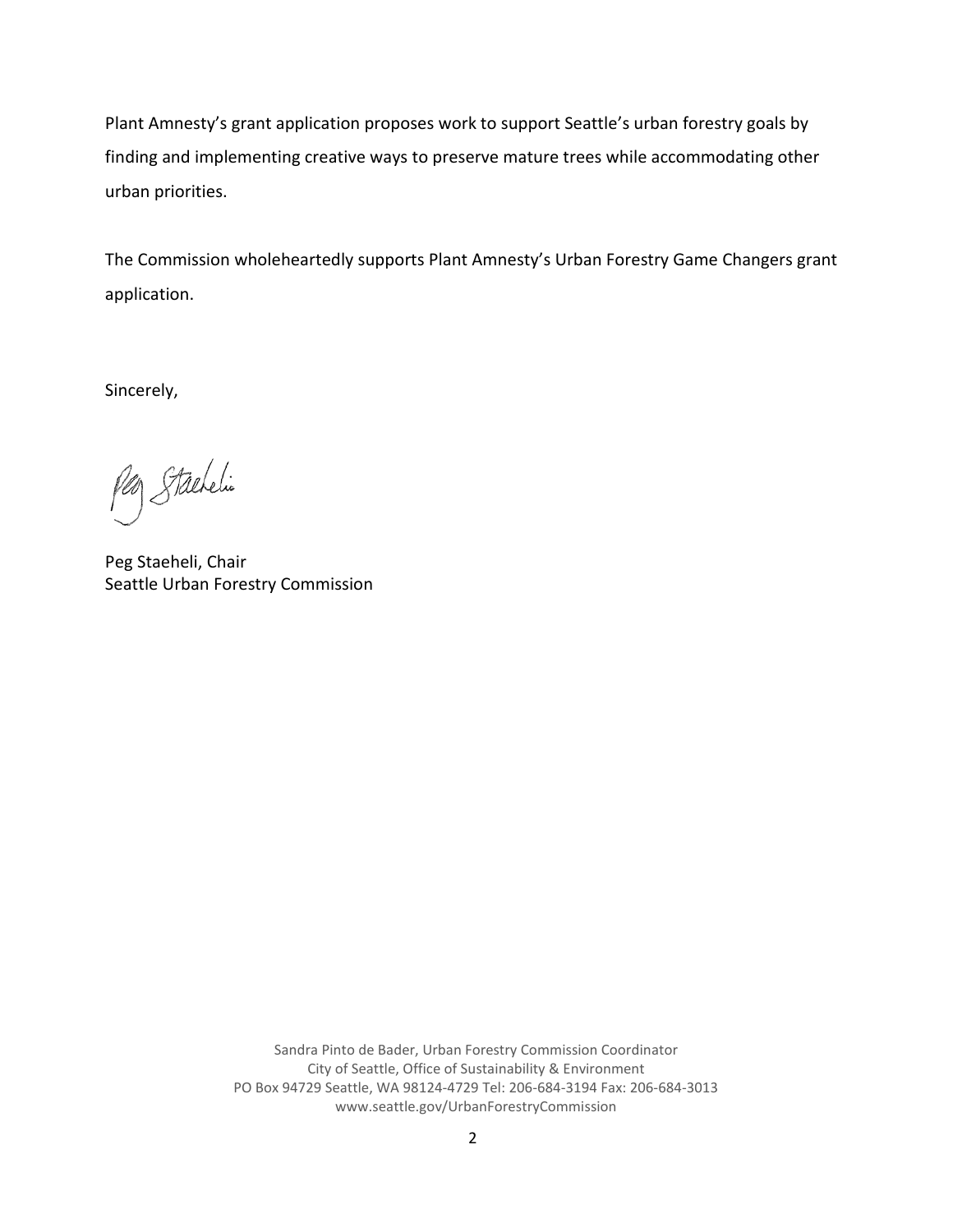Plant Amnesty's grant application proposes work to support Seattle's urban forestry goals by finding and implementing creative ways to preserve mature trees while accommodating other urban priorities.

The Commission wholeheartedly supports Plant Amnesty's Urban Forestry Game Changers grant application.

Sincerely,

Peg Staeheli, Chair
Seattle Urban Forestry Commission

Sandra Pinto de Bader, Urban Forestry Commission Coordinator
City of Seattle, Office of Sustainability & Environment
PO Box 94729 Seattle, WA 98124-4729 Tel: 206-684-3194 Fax: 206-684-3013
www.seattle.gov/UrbanForestryCommission